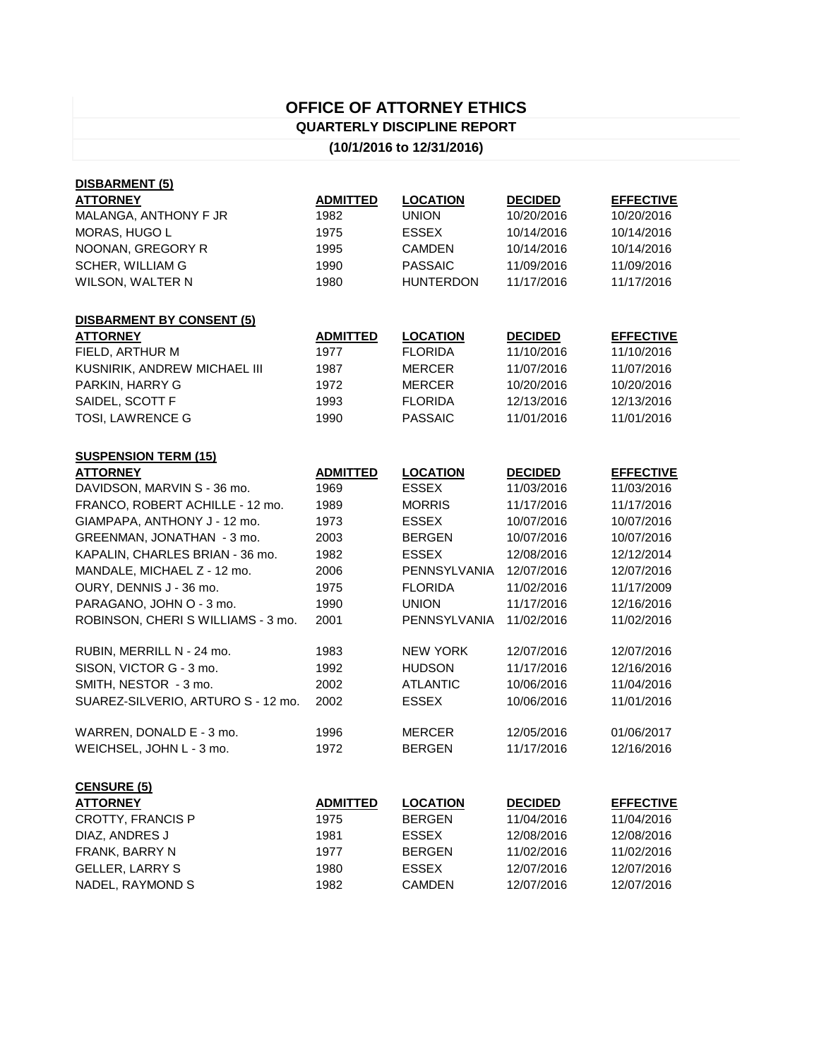# OFFICE OF ATTORNEY ETHICS

## QUARTERLY DISCIPLINE REPORT

### (10/1/2016 to 12/31/2016)

**DISBARMENT (5)**

| ATTORNEY | ADMITTED | LOCATION | DECIDED | EFFECTIVE |
|---|---|---|---|---|
| MALANGA, ANTHONY F JR | 1982 | UNION | 10/20/2016 | 10/20/2016 |
| MORAS, HUGO L | 1975 | ESSEX | 10/14/2016 | 10/14/2016 |
| NOONAN, GREGORY R | 1995 | CAMDEN | 10/14/2016 | 10/14/2016 |
| SCHER, WILLIAM G | 1990 | PASSAIC | 11/09/2016 | 11/09/2016 |
| WILSON, WALTER N | 1980 | HUNTERDON | 11/17/2016 | 11/17/2016 |

**DISBARMENT BY CONSENT (5)**

| ATTORNEY | ADMITTED | LOCATION | DECIDED | EFFECTIVE |
|---|---|---|---|---|
| FIELD, ARTHUR M | 1977 | FLORIDA | 11/10/2016 | 11/10/2016 |
| KUSNIRIK, ANDREW MICHAEL III | 1987 | MERCER | 11/07/2016 | 11/07/2016 |
| PARKIN, HARRY G | 1972 | MERCER | 10/20/2016 | 10/20/2016 |
| SAIDEL, SCOTT F | 1993 | FLORIDA | 12/13/2016 | 12/13/2016 |
| TOSI, LAWRENCE G | 1990 | PASSAIC | 11/01/2016 | 11/01/2016 |

**SUSPENSION TERM (15)**

| ATTORNEY | ADMITTED | LOCATION | DECIDED | EFFECTIVE |
|---|---|---|---|---|
| DAVIDSON, MARVIN S - 36 mo. | 1969 | ESSEX | 11/03/2016 | 11/03/2016 |
| FRANCO, ROBERT ACHILLE - 12 mo. | 1989 | MORRIS | 11/17/2016 | 11/17/2016 |
| GIAMPAPA, ANTHONY J - 12 mo. | 1973 | ESSEX | 10/07/2016 | 10/07/2016 |
| GREENMAN, JONATHAN - 3 mo. | 2003 | BERGEN | 10/07/2016 | 10/07/2016 |
| KAPALIN, CHARLES BRIAN - 36 mo. | 1982 | ESSEX | 12/08/2016 | 12/12/2014 |
| MANDALE, MICHAEL Z - 12 mo. | 2006 | PENNSYLVANIA | 12/07/2016 | 12/07/2016 |
| OURY, DENNIS J - 36 mo. | 1975 | FLORIDA | 11/02/2016 | 11/17/2009 |
| PARAGANO, JOHN O - 3 mo. | 1990 | UNION | 11/17/2016 | 12/16/2016 |
| ROBINSON, CHERI S WILLIAMS - 3 mo. | 2001 | PENNSYLVANIA | 11/02/2016 | 11/02/2016 |
| RUBIN, MERRILL N - 24 mo. | 1983 | NEW YORK | 12/07/2016 | 12/07/2016 |
| SISON, VICTOR G - 3 mo. | 1992 | HUDSON | 11/17/2016 | 12/16/2016 |
| SMITH, NESTOR - 3 mo. | 2002 | ATLANTIC | 10/06/2016 | 11/04/2016 |
| SUAREZ-SILVERIO, ARTURO S - 12 mo. | 2002 | ESSEX | 10/06/2016 | 11/01/2016 |
| WARREN, DONALD E - 3 mo. | 1996 | MERCER | 12/05/2016 | 01/06/2017 |
| WEICHSEL, JOHN L - 3 mo. | 1972 | BERGEN | 11/17/2016 | 12/16/2016 |

**CENSURE (5)**

| ATTORNEY | ADMITTED | LOCATION | DECIDED | EFFECTIVE |
|---|---|---|---|---|
| CROTTY, FRANCIS P | 1975 | BERGEN | 11/04/2016 | 11/04/2016 |
| DIAZ, ANDRES J | 1981 | ESSEX | 12/08/2016 | 12/08/2016 |
| FRANK, BARRY N | 1977 | BERGEN | 11/02/2016 | 11/02/2016 |
| GELLER, LARRY S | 1980 | ESSEX | 12/07/2016 | 12/07/2016 |
| NADEL, RAYMOND S | 1982 | CAMDEN | 12/07/2016 | 12/07/2016 |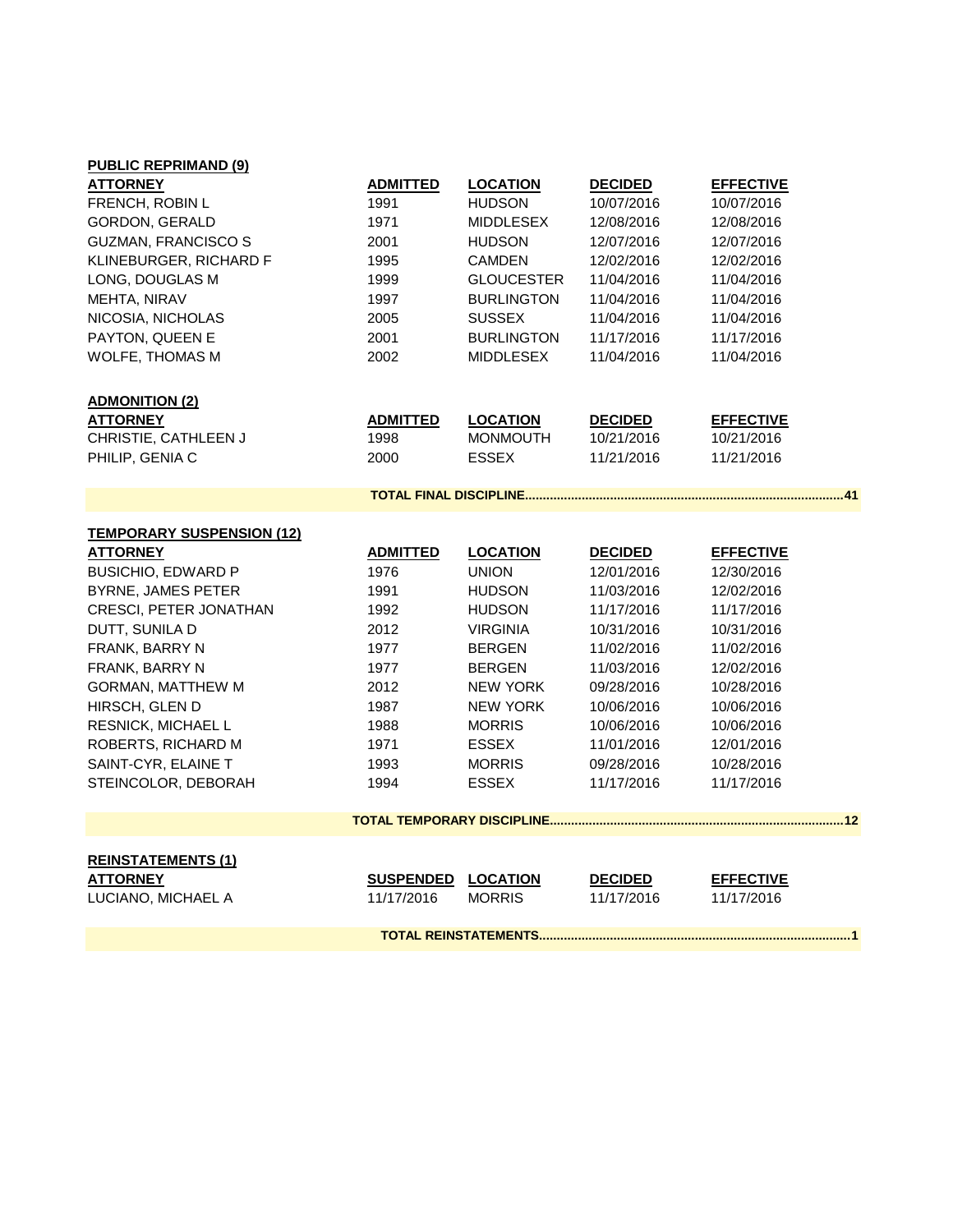**PUBLIC REPRIMAND (9)**

| ATTORNEY | ADMITTED | LOCATION | DECIDED | EFFECTIVE |
|---|---|---|---|---|
| FRENCH, ROBIN L | 1991 | HUDSON | 10/07/2016 | 10/07/2016 |
| GORDON, GERALD | 1971 | MIDDLESEX | 12/08/2016 | 12/08/2016 |
| GUZMAN, FRANCISCO S | 2001 | HUDSON | 12/07/2016 | 12/07/2016 |
| KLINEBURGER, RICHARD F | 1995 | CAMDEN | 12/02/2016 | 12/02/2016 |
| LONG, DOUGLAS M | 1999 | GLOUCESTER | 11/04/2016 | 11/04/2016 |
| MEHTA, NIRAV | 1997 | BURLINGTON | 11/04/2016 | 11/04/2016 |
| NICOSIA, NICHOLAS | 2005 | SUSSEX | 11/04/2016 | 11/04/2016 |
| PAYTON, QUEEN E | 2001 | BURLINGTON | 11/17/2016 | 11/17/2016 |
| WOLFE, THOMAS M | 2002 | MIDDLESEX | 11/04/2016 | 11/04/2016 |

**ADMONITION (2)**

| ATTORNEY | ADMITTED | LOCATION | DECIDED | EFFECTIVE |
|---|---|---|---|---|
| CHRISTIE, CATHLEEN J | 1998 | MONMOUTH | 10/21/2016 | 10/21/2016 |
| PHILIP, GENIA C | 2000 | ESSEX | 11/21/2016 | 11/21/2016 |

**TOTAL FINAL DISCIPLINE........................................................................................41**

**TEMPORARY SUSPENSION (12)**

| ATTORNEY | ADMITTED | LOCATION | DECIDED | EFFECTIVE |
|---|---|---|---|---|
| BUSICHIO, EDWARD P | 1976 | UNION | 12/01/2016 | 12/30/2016 |
| BYRNE, JAMES PETER | 1991 | HUDSON | 11/03/2016 | 12/02/2016 |
| CRESCI, PETER JONATHAN | 1992 | HUDSON | 11/17/2016 | 11/17/2016 |
| DUTT, SUNILA D | 2012 | VIRGINIA | 10/31/2016 | 10/31/2016 |
| FRANK, BARRY N | 1977 | BERGEN | 11/02/2016 | 11/02/2016 |
| FRANK, BARRY N | 1977 | BERGEN | 11/03/2016 | 12/02/2016 |
| GORMAN, MATTHEW M | 2012 | NEW YORK | 09/28/2016 | 10/28/2016 |
| HIRSCH, GLEN D | 1987 | NEW YORK | 10/06/2016 | 10/06/2016 |
| RESNICK, MICHAEL L | 1988 | MORRIS | 10/06/2016 | 10/06/2016 |
| ROBERTS, RICHARD M | 1971 | ESSEX | 11/01/2016 | 12/01/2016 |
| SAINT-CYR, ELAINE T | 1993 | MORRIS | 09/28/2016 | 10/28/2016 |
| STEINCOLOR, DEBORAH | 1994 | ESSEX | 11/17/2016 | 11/17/2016 |

**TOTAL TEMPORARY DISCIPLINE..................................................................................12**

**REINSTATEMENTS (1)**

| ATTORNEY | SUSPENDED | LOCATION | DECIDED | EFFECTIVE |
|---|---|---|---|---|
| LUCIANO, MICHAEL A | 11/17/2016 | MORRIS | 11/17/2016 | 11/17/2016 |

**TOTAL REINSTATEMENTS........................................................................................1**